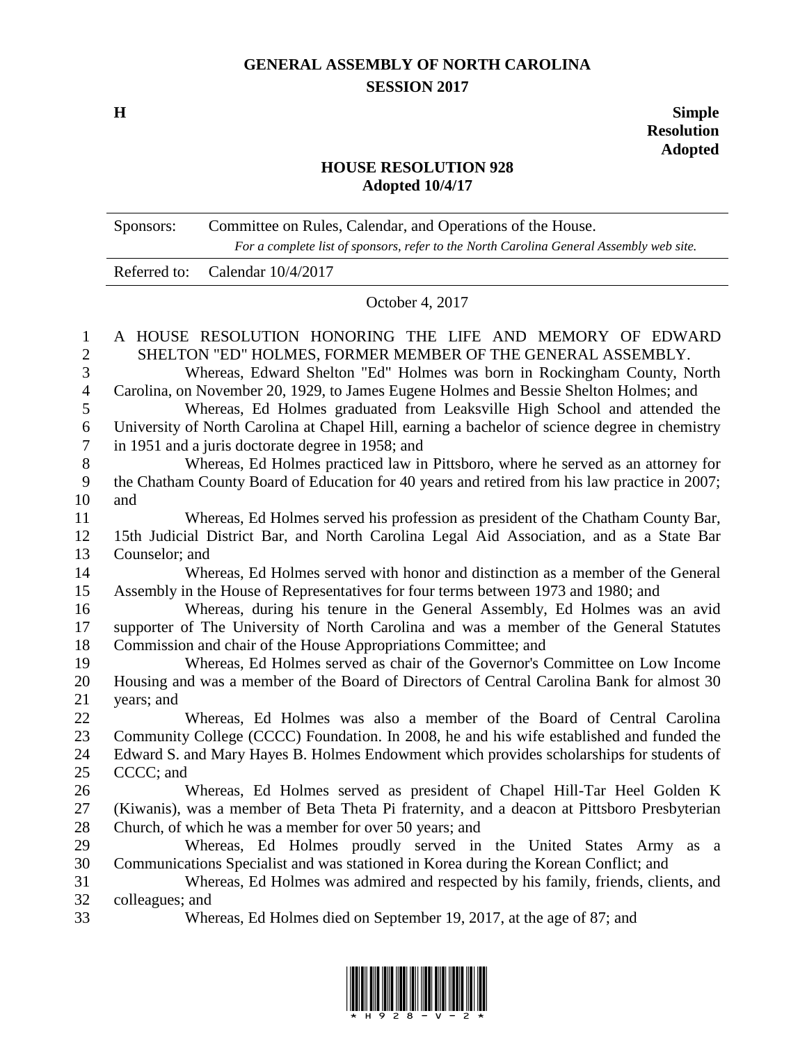# GENERAL ASSEMBLY OF NORTH CAROLINA
## SESSION 2017

**H** **Simple Resolution Adopted**

## HOUSE RESOLUTION 928
**Adopted 10/4/17**

| | |
|---|---|
| Sponsors: | Committee on Rules, Calendar, and Operations of the House. *For a complete list of sponsors, refer to the North Carolina General Assembly web site.* |
| Referred to: | Calendar 10/4/2017 |

October 4, 2017

A HOUSE RESOLUTION HONORING THE LIFE AND MEMORY OF EDWARD SHELTON "ED" HOLMES, FORMER MEMBER OF THE GENERAL ASSEMBLY.

Whereas, Edward Shelton "Ed" Holmes was born in Rockingham County, North Carolina, on November 20, 1929, to James Eugene Holmes and Bessie Shelton Holmes; and

Whereas, Ed Holmes graduated from Leaksville High School and attended the University of North Carolina at Chapel Hill, earning a bachelor of science degree in chemistry in 1951 and a juris doctorate degree in 1958; and

Whereas, Ed Holmes practiced law in Pittsboro, where he served as an attorney for the Chatham County Board of Education for 40 years and retired from his law practice in 2007; and

Whereas, Ed Holmes served his profession as president of the Chatham County Bar, 15th Judicial District Bar, and North Carolina Legal Aid Association, and as a State Bar Counselor; and

Whereas, Ed Holmes served with honor and distinction as a member of the General Assembly in the House of Representatives for four terms between 1973 and 1980; and

Whereas, during his tenure in the General Assembly, Ed Holmes was an avid supporter of The University of North Carolina and was a member of the General Statutes Commission and chair of the House Appropriations Committee; and

Whereas, Ed Holmes served as chair of the Governor's Committee on Low Income Housing and was a member of the Board of Directors of Central Carolina Bank for almost 30 years; and

Whereas, Ed Holmes was also a member of the Board of Central Carolina Community College (CCCC) Foundation. In 2008, he and his wife established and funded the Edward S. and Mary Hayes B. Holmes Endowment which provides scholarships for students of CCCC; and

Whereas, Ed Holmes served as president of Chapel Hill-Tar Heel Golden K (Kiwanis), was a member of Beta Theta Pi fraternity, and a deacon at Pittsboro Presbyterian Church, of which he was a member for over 50 years; and

Whereas, Ed Holmes proudly served in the United States Army as a Communications Specialist and was stationed in Korea during the Korean Conflict; and

Whereas, Ed Holmes was admired and respected by his family, friends, clients, and colleagues; and

Whereas, Ed Holmes died on September 19, 2017, at the age of 87; and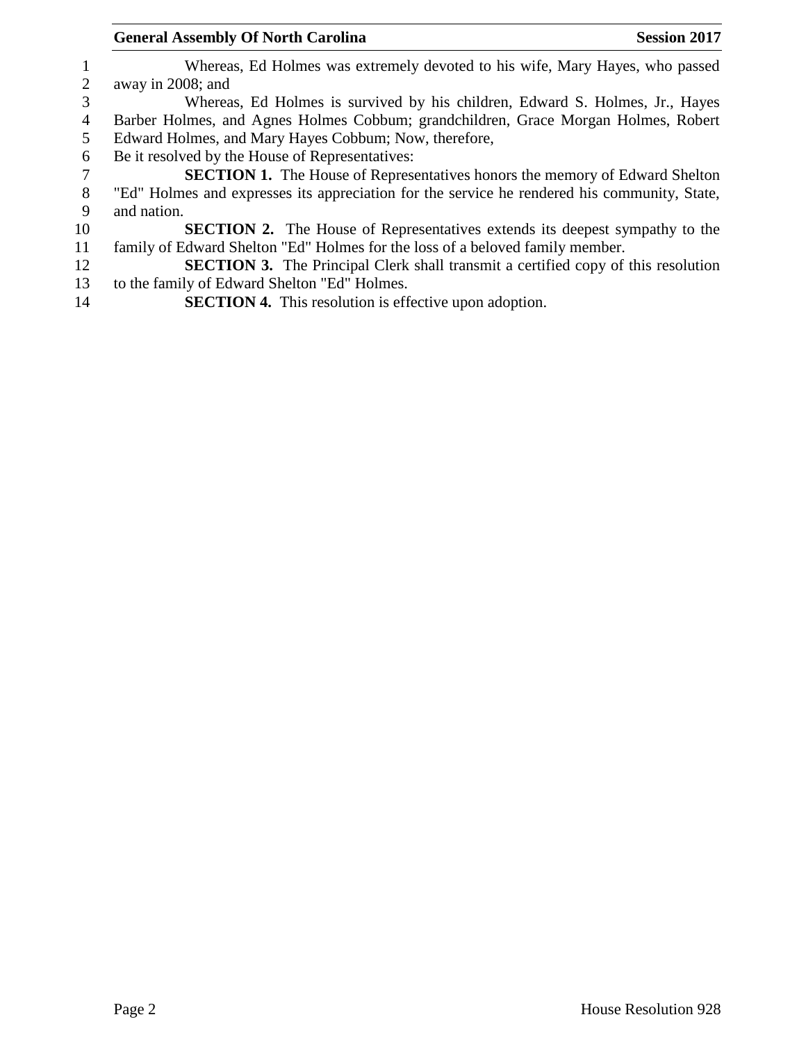Whereas, Ed Holmes was extremely devoted to his wife, Mary Hayes, who passed away in 2008; and

Whereas, Ed Holmes is survived by his children, Edward S. Holmes, Jr., Hayes Barber Holmes, and Agnes Holmes Cobbum; grandchildren, Grace Morgan Holmes, Robert Edward Holmes, and Mary Hayes Cobbum; Now, therefore,

Be it resolved by the House of Representatives:

**SECTION 1.** The House of Representatives honors the memory of Edward Shelton "Ed" Holmes and expresses its appreciation for the service he rendered his community, State, and nation.

**SECTION 2.** The House of Representatives extends its deepest sympathy to the family of Edward Shelton "Ed" Holmes for the loss of a beloved family member.

**SECTION 3.** The Principal Clerk shall transmit a certified copy of this resolution to the family of Edward Shelton "Ed" Holmes.

**SECTION 4.** This resolution is effective upon adoption.